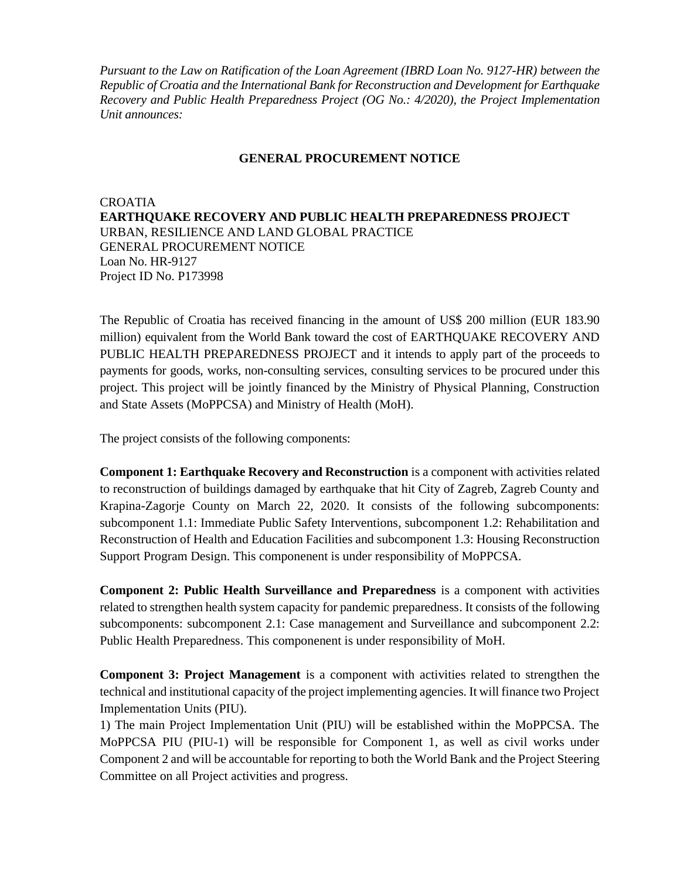*Pursuant to the Law on Ratification of the Loan Agreement (IBRD Loan No. 9127-HR) between the Republic of Croatia and the International Bank for Reconstruction and Development for Earthquake Recovery and Public Health Preparedness Project (OG No.: 4/2020), the Project Implementation Unit announces:*

# GENERAL PROCUREMENT NOTICE

CROATIA
**EARTHQUAKE RECOVERY AND PUBLIC HEALTH PREPAREDNESS PROJECT**
URBAN, RESILIENCE AND LAND GLOBAL PRACTICE
GENERAL PROCUREMENT NOTICE
Loan No. HR-9127
Project ID No. P173998

The Republic of Croatia has received financing in the amount of US$ 200 million (EUR 183.90 million) equivalent from the World Bank toward the cost of EARTHQUAKE RECOVERY AND PUBLIC HEALTH PREPAREDNESS PROJECT and it intends to apply part of the proceeds to payments for goods, works, non-consulting services, consulting services to be procured under this project. This project will be jointly financed by the Ministry of Physical Planning, Construction and State Assets (MoPPCSA) and Ministry of Health (MoH).

The project consists of the following components:

**Component 1: Earthquake Recovery and Reconstruction** is a component with activities related to reconstruction of buildings damaged by earthquake that hit City of Zagreb, Zagreb County and Krapina-Zagorje County on March 22, 2020. It consists of the following subcomponents: subcomponent 1.1: Immediate Public Safety Interventions, subcomponent 1.2: Rehabilitation and Reconstruction of Health and Education Facilities and subcomponent 1.3: Housing Reconstruction Support Program Design. This componenent is under responsibility of MoPPCSA.

**Component 2: Public Health Surveillance and Preparedness** is a component with activities related to strengthen health system capacity for pandemic preparedness. It consists of the following subcomponents: subcomponent 2.1: Case management and Surveillance and subcomponent 2.2: Public Health Preparedness. This componenent is under responsibility of MoH.

**Component 3: Project Management** is a component with activities related to strengthen the technical and institutional capacity of the project implementing agencies. It will finance two Project Implementation Units (PIU).

1) The main Project Implementation Unit (PIU) will be established within the MoPPCSA. The MoPPCSA PIU (PIU-1) will be responsible for Component 1, as well as civil works under Component 2 and will be accountable for reporting to both the World Bank and the Project Steering Committee on all Project activities and progress.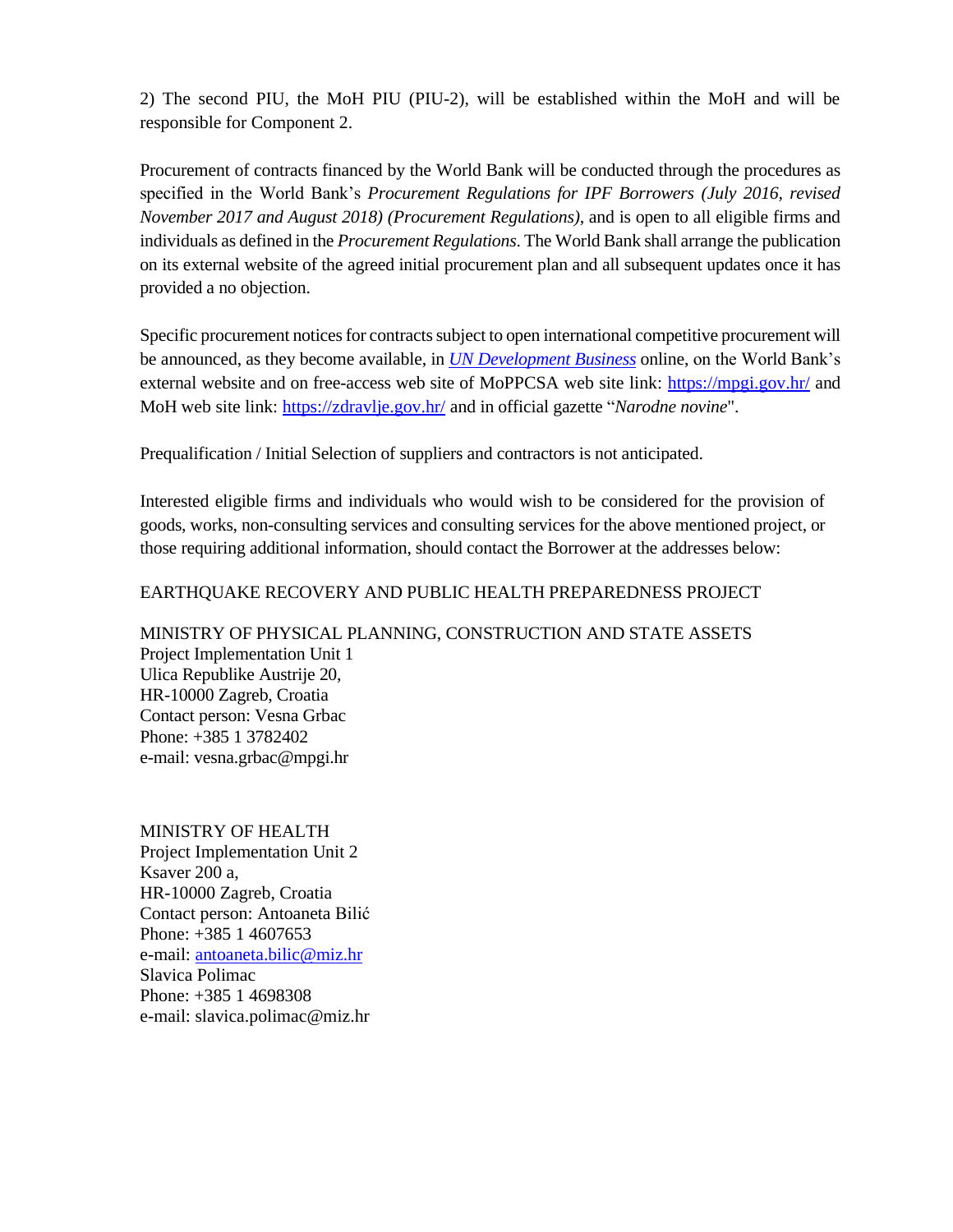2) The second PIU, the MoH PIU (PIU-2), will be established within the MoH and will be responsible for Component 2.

Procurement of contracts financed by the World Bank will be conducted through the procedures as specified in the World Bank's *Procurement Regulations for IPF Borrowers (July 2016, revised November 2017 and August 2018) (Procurement Regulations)*, and is open to all eligible firms and individuals as defined in the *Procurement Regulations*. The World Bank shall arrange the publication on its external website of the agreed initial procurement plan and all subsequent updates once it has provided a no objection.

Specific procurement notices for contracts subject to open international competitive procurement will be announced, as they become available, in *UN Development Business* online, on the World Bank's external website and on free-access web site of MoPPCSA web site link: https://mpgi.gov.hr/ and MoH web site link: https://zdravlje.gov.hr/ and in official gazette "*Narodne novine*".

Prequalification / Initial Selection of suppliers and contractors is not anticipated.

Interested eligible firms and individuals who would wish to be considered for the provision of goods, works, non-consulting services and consulting services for the above mentioned project, or those requiring additional information, should contact the Borrower at the addresses below:

EARTHQUAKE RECOVERY AND PUBLIC HEALTH PREPAREDNESS PROJECT

MINISTRY OF PHYSICAL PLANNING, CONSTRUCTION AND STATE ASSETS
Project Implementation Unit 1
Ulica Republike Austrije 20,
HR-10000 Zagreb, Croatia
Contact person: Vesna Grbac
Phone: +385 1 3782402
e-mail: vesna.grbac@mpgi.hr

MINISTRY OF HEALTH
Project Implementation Unit 2
Ksaver 200 a,
HR-10000 Zagreb, Croatia
Contact person: Antoaneta Bilić
Phone: +385 1 4607653
e-mail: antoaneta.bilic@miz.hr
Slavica Polimac
Phone: +385 1 4698308
e-mail: slavica.polimac@miz.hr